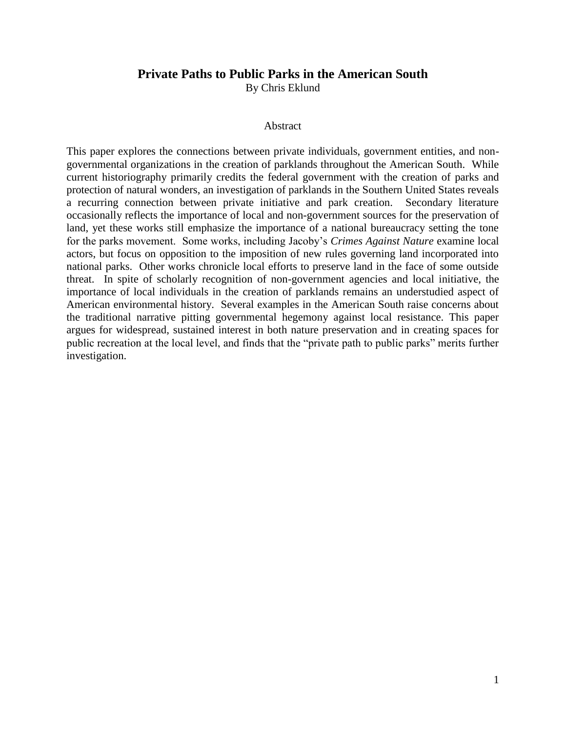# Private Paths to Public Parks in the American South

By Chris Eklund

## Abstract

This paper explores the connections between private individuals, government entities, and non-governmental organizations in the creation of parklands throughout the American South. While current historiography primarily credits the federal government with the creation of parks and protection of natural wonders, an investigation of parklands in the Southern United States reveals a recurring connection between private initiative and park creation. Secondary literature occasionally reflects the importance of local and non-government sources for the preservation of land, yet these works still emphasize the importance of a national bureaucracy setting the tone for the parks movement. Some works, including Jacoby's *Crimes Against Nature* examine local actors, but focus on opposition to the imposition of new rules governing land incorporated into national parks. Other works chronicle local efforts to preserve land in the face of some outside threat. In spite of scholarly recognition of non-government agencies and local initiative, the importance of local individuals in the creation of parklands remains an understudied aspect of American environmental history. Several examples in the American South raise concerns about the traditional narrative pitting governmental hegemony against local resistance. This paper argues for widespread, sustained interest in both nature preservation and in creating spaces for public recreation at the local level, and finds that the "private path to public parks" merits further investigation.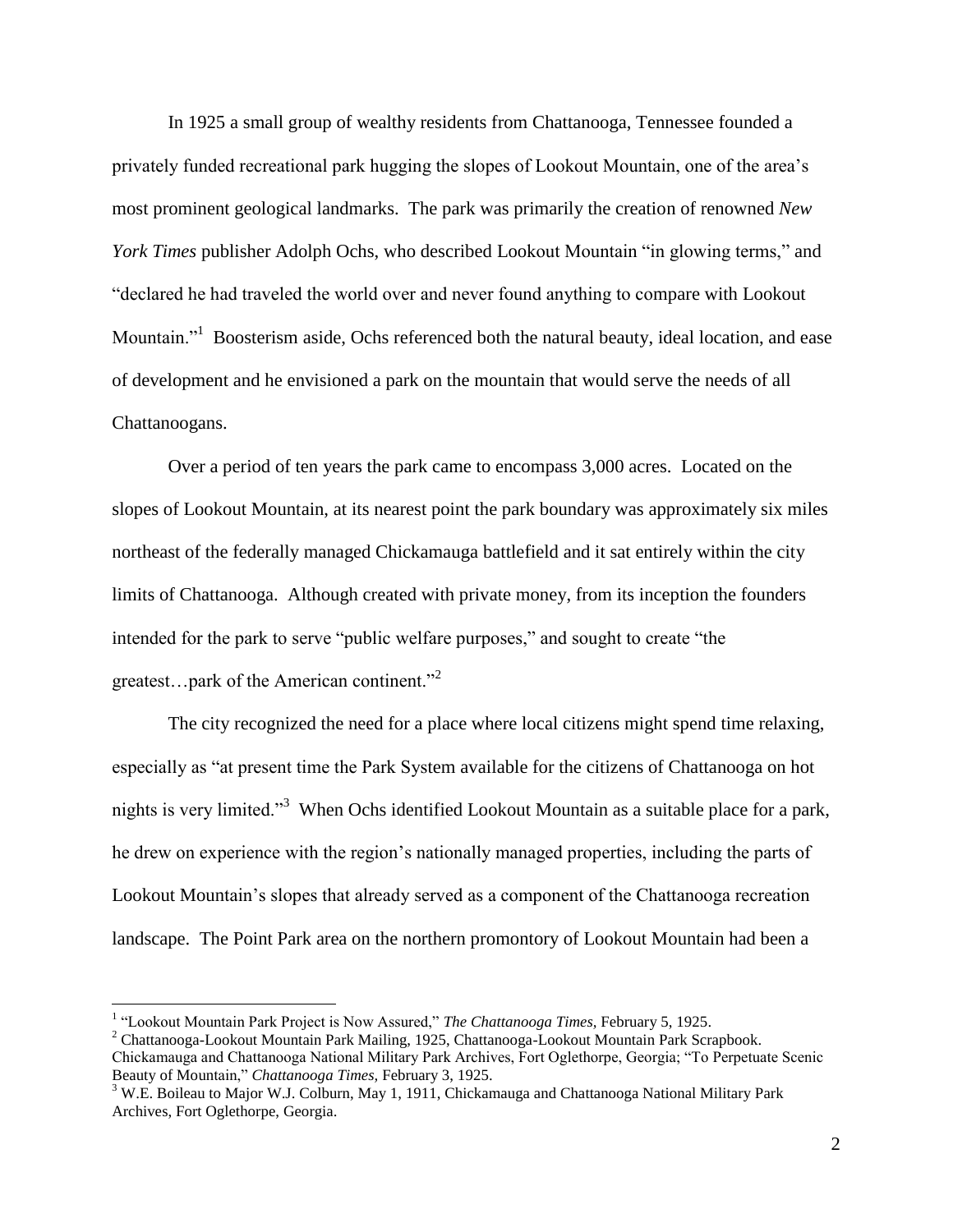In 1925 a small group of wealthy residents from Chattanooga, Tennessee founded a privately funded recreational park hugging the slopes of Lookout Mountain, one of the area's most prominent geological landmarks. The park was primarily the creation of renowned *New York Times* publisher Adolph Ochs, who described Lookout Mountain "in glowing terms," and "declared he had traveled the world over and never found anything to compare with Lookout Mountain."[1] Boosterism aside, Ochs referenced both the natural beauty, ideal location, and ease of development and he envisioned a park on the mountain that would serve the needs of all Chattanoogans.

Over a period of ten years the park came to encompass 3,000 acres. Located on the slopes of Lookout Mountain, at its nearest point the park boundary was approximately six miles northeast of the federally managed Chickamauga battlefield and it sat entirely within the city limits of Chattanooga. Although created with private money, from its inception the founders intended for the park to serve "public welfare purposes," and sought to create "the greatest…park of the American continent."[2]

The city recognized the need for a place where local citizens might spend time relaxing, especially as "at present time the Park System available for the citizens of Chattanooga on hot nights is very limited."[3] When Ochs identified Lookout Mountain as a suitable place for a park, he drew on experience with the region's nationally managed properties, including the parts of Lookout Mountain's slopes that already served as a component of the Chattanooga recreation landscape. The Point Park area on the northern promontory of Lookout Mountain had been a

---

[1] "Lookout Mountain Park Project is Now Assured," *The Chattanooga Times,* February 5, 1925.

[2] Chattanooga-Lookout Mountain Park Mailing, 1925, Chattanooga-Lookout Mountain Park Scrapbook. Chickamauga and Chattanooga National Military Park Archives, Fort Oglethorpe, Georgia; "To Perpetuate Scenic Beauty of Mountain," *Chattanooga Times,* February 3, 1925.

[3] W.E. Boileau to Major W.J. Colburn, May 1, 1911, Chickamauga and Chattanooga National Military Park Archives, Fort Oglethorpe, Georgia.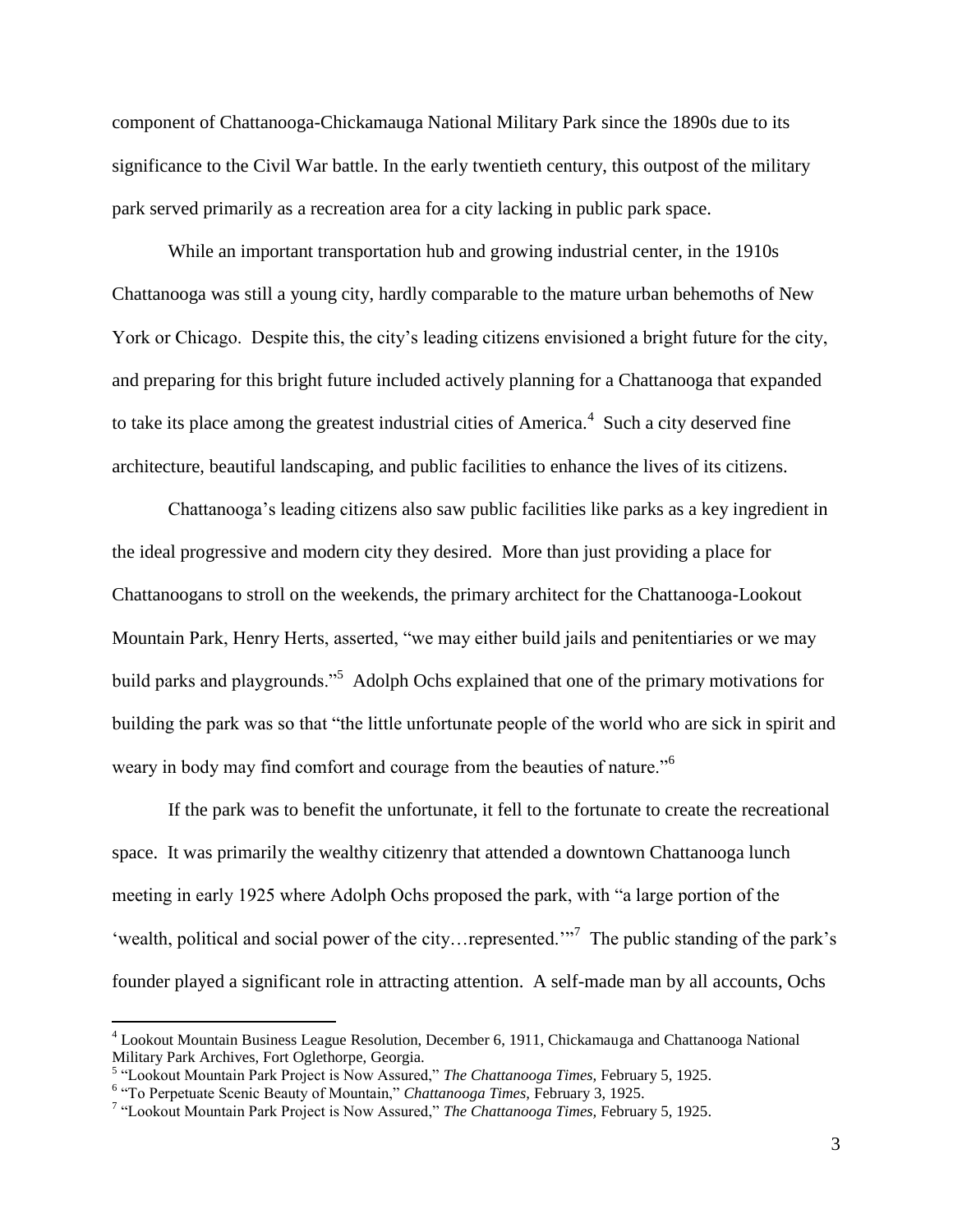component of Chattanooga-Chickamauga National Military Park since the 1890s due to its significance to the Civil War battle. In the early twentieth century, this outpost of the military park served primarily as a recreation area for a city lacking in public park space.

While an important transportation hub and growing industrial center, in the 1910s Chattanooga was still a young city, hardly comparable to the mature urban behemoths of New York or Chicago. Despite this, the city's leading citizens envisioned a bright future for the city, and preparing for this bright future included actively planning for a Chattanooga that expanded to take its place among the greatest industrial cities of America.[4] Such a city deserved fine architecture, beautiful landscaping, and public facilities to enhance the lives of its citizens.

Chattanooga's leading citizens also saw public facilities like parks as a key ingredient in the ideal progressive and modern city they desired. More than just providing a place for Chattanoogans to stroll on the weekends, the primary architect for the Chattanooga-Lookout Mountain Park, Henry Herts, asserted, "we may either build jails and penitentiaries or we may build parks and playgrounds."[5] Adolph Ochs explained that one of the primary motivations for building the park was so that "the little unfortunate people of the world who are sick in spirit and weary in body may find comfort and courage from the beauties of nature."[6]

If the park was to benefit the unfortunate, it fell to the fortunate to create the recreational space. It was primarily the wealthy citizenry that attended a downtown Chattanooga lunch meeting in early 1925 where Adolph Ochs proposed the park, with "a large portion of the 'wealth, political and social power of the city…represented.'"[7] The public standing of the park's founder played a significant role in attracting attention. A self-made man by all accounts, Ochs

---

[4] Lookout Mountain Business League Resolution, December 6, 1911, Chickamauga and Chattanooga National Military Park Archives, Fort Oglethorpe, Georgia.

[5] "Lookout Mountain Park Project is Now Assured," *The Chattanooga Times,* February 5, 1925.

[6] "To Perpetuate Scenic Beauty of Mountain," *Chattanooga Times,* February 3, 1925.

[7] "Lookout Mountain Park Project is Now Assured," *The Chattanooga Times,* February 5, 1925.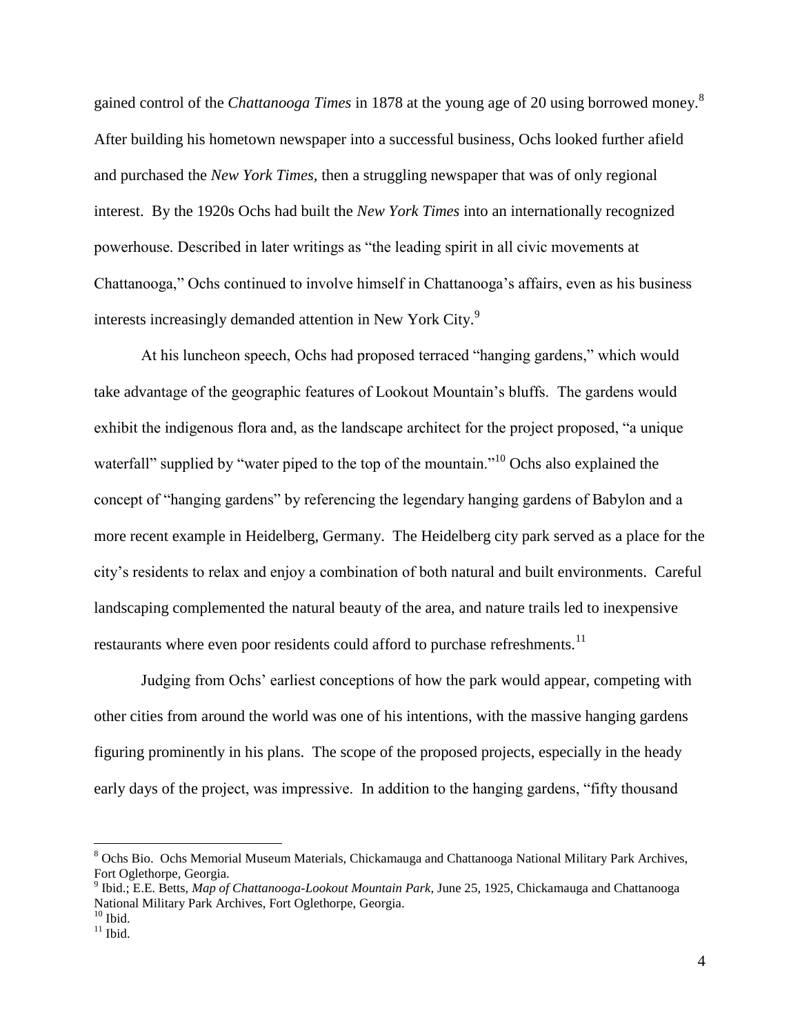gained control of the *Chattanooga Times* in 1878 at the young age of 20 using borrowed money.[8] After building his hometown newspaper into a successful business, Ochs looked further afield and purchased the *New York Times*, then a struggling newspaper that was of only regional interest. By the 1920s Ochs had built the *New York Times* into an internationally recognized powerhouse. Described in later writings as "the leading spirit in all civic movements at Chattanooga," Ochs continued to involve himself in Chattanooga's affairs, even as his business interests increasingly demanded attention in New York City.[9]

At his luncheon speech, Ochs had proposed terraced "hanging gardens," which would take advantage of the geographic features of Lookout Mountain's bluffs. The gardens would exhibit the indigenous flora and, as the landscape architect for the project proposed, "a unique waterfall" supplied by "water piped to the top of the mountain."[10] Ochs also explained the concept of "hanging gardens" by referencing the legendary hanging gardens of Babylon and a more recent example in Heidelberg, Germany. The Heidelberg city park served as a place for the city's residents to relax and enjoy a combination of both natural and built environments. Careful landscaping complemented the natural beauty of the area, and nature trails led to inexpensive restaurants where even poor residents could afford to purchase refreshments.[11]

Judging from Ochs' earliest conceptions of how the park would appear, competing with other cities from around the world was one of his intentions, with the massive hanging gardens figuring prominently in his plans. The scope of the proposed projects, especially in the heady early days of the project, was impressive. In addition to the hanging gardens, "fifty thousand

---

[8] Ochs Bio. Ochs Memorial Museum Materials, Chickamauga and Chattanooga National Military Park Archives, Fort Oglethorpe, Georgia.

[9] Ibid.; E.E. Betts, *Map of Chattanooga-Lookout Mountain Park*, June 25, 1925, Chickamauga and Chattanooga National Military Park Archives, Fort Oglethorpe, Georgia.

[10] Ibid.

[11] Ibid.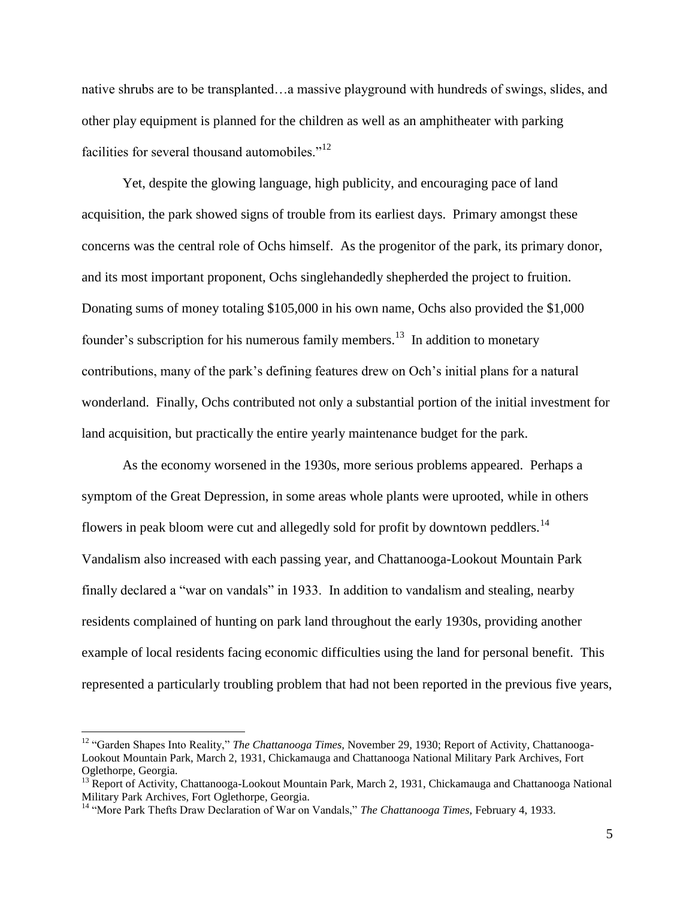native shrubs are to be transplanted…a massive playground with hundreds of swings, slides, and other play equipment is planned for the children as well as an amphitheater with parking facilities for several thousand automobiles."[12]

Yet, despite the glowing language, high publicity, and encouraging pace of land acquisition, the park showed signs of trouble from its earliest days. Primary amongst these concerns was the central role of Ochs himself. As the progenitor of the park, its primary donor, and its most important proponent, Ochs singlehandedly shepherded the project to fruition. Donating sums of money totaling $105,000 in his own name, Ochs also provided the $1,000 founder's subscription for his numerous family members.[13] In addition to monetary contributions, many of the park's defining features drew on Och's initial plans for a natural wonderland. Finally, Ochs contributed not only a substantial portion of the initial investment for land acquisition, but practically the entire yearly maintenance budget for the park.

As the economy worsened in the 1930s, more serious problems appeared. Perhaps a symptom of the Great Depression, in some areas whole plants were uprooted, while in others flowers in peak bloom were cut and allegedly sold for profit by downtown peddlers.[14] Vandalism also increased with each passing year, and Chattanooga-Lookout Mountain Park finally declared a "war on vandals" in 1933. In addition to vandalism and stealing, nearby residents complained of hunting on park land throughout the early 1930s, providing another example of local residents facing economic difficulties using the land for personal benefit. This represented a particularly troubling problem that had not been reported in the previous five years,

---

[12] "Garden Shapes Into Reality," *The Chattanooga Times,* November 29, 1930; Report of Activity, Chattanooga-Lookout Mountain Park, March 2, 1931, Chickamauga and Chattanooga National Military Park Archives, Fort Oglethorpe, Georgia.

[13] Report of Activity, Chattanooga-Lookout Mountain Park, March 2, 1931, Chickamauga and Chattanooga National Military Park Archives, Fort Oglethorpe, Georgia.

[14] "More Park Thefts Draw Declaration of War on Vandals," *The Chattanooga Times,* February 4, 1933.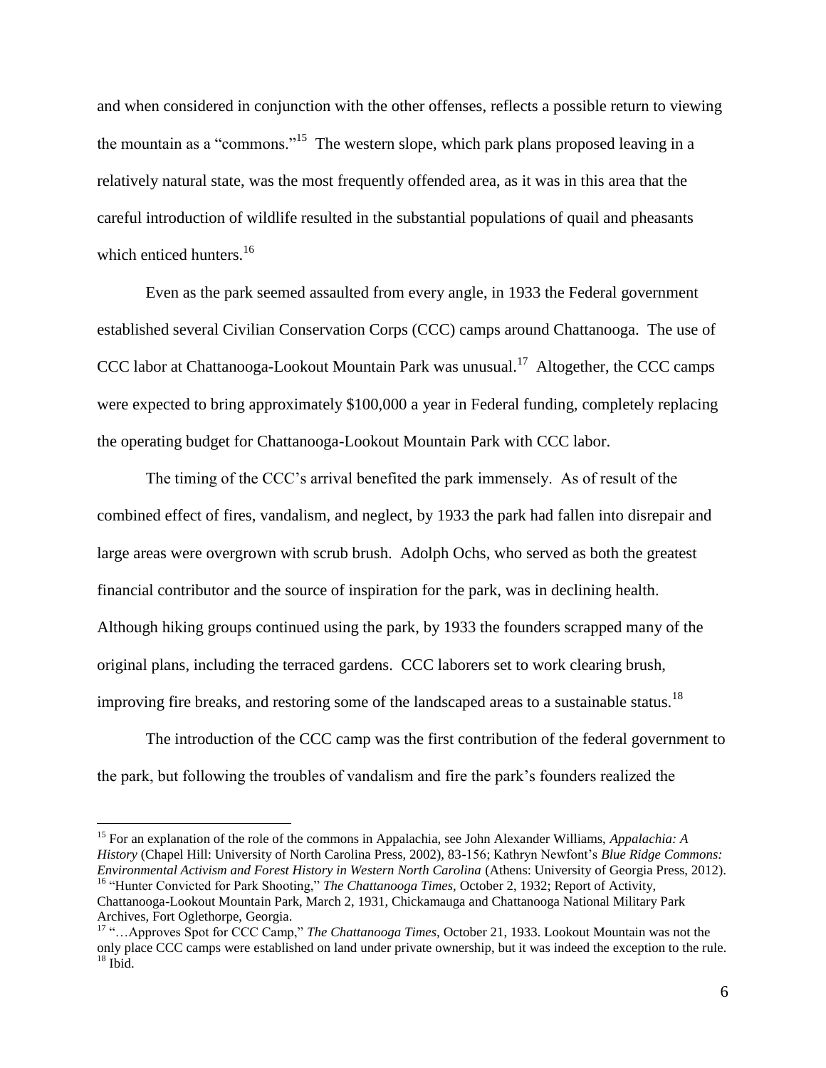and when considered in conjunction with the other offenses, reflects a possible return to viewing the mountain as a "commons."[15] The western slope, which park plans proposed leaving in a relatively natural state, was the most frequently offended area, as it was in this area that the careful introduction of wildlife resulted in the substantial populations of quail and pheasants which enticed hunters.[16]

Even as the park seemed assaulted from every angle, in 1933 the Federal government established several Civilian Conservation Corps (CCC) camps around Chattanooga. The use of CCC labor at Chattanooga-Lookout Mountain Park was unusual.[17] Altogether, the CCC camps were expected to bring approximately $100,000 a year in Federal funding, completely replacing the operating budget for Chattanooga-Lookout Mountain Park with CCC labor.

The timing of the CCC's arrival benefited the park immensely. As of result of the combined effect of fires, vandalism, and neglect, by 1933 the park had fallen into disrepair and large areas were overgrown with scrub brush. Adolph Ochs, who served as both the greatest financial contributor and the source of inspiration for the park, was in declining health. Although hiking groups continued using the park, by 1933 the founders scrapped many of the original plans, including the terraced gardens. CCC laborers set to work clearing brush, improving fire breaks, and restoring some of the landscaped areas to a sustainable status.[18]

The introduction of the CCC camp was the first contribution of the federal government to the park, but following the troubles of vandalism and fire the park's founders realized the

---

[15] For an explanation of the role of the commons in Appalachia, see John Alexander Williams, *Appalachia: A History* (Chapel Hill: University of North Carolina Press, 2002), 83-156; Kathryn Newfont's *Blue Ridge Commons: Environmental Activism and Forest History in Western North Carolina* (Athens: University of Georgia Press, 2012).

[16] "Hunter Convicted for Park Shooting," *The Chattanooga Times,* October 2, 1932; Report of Activity, Chattanooga-Lookout Mountain Park, March 2, 1931, Chickamauga and Chattanooga National Military Park Archives, Fort Oglethorpe, Georgia.

[17] "…Approves Spot for CCC Camp," *The Chattanooga Times,* October 21, 1933. Lookout Mountain was not the only place CCC camps were established on land under private ownership, but it was indeed the exception to the rule.

[18] Ibid.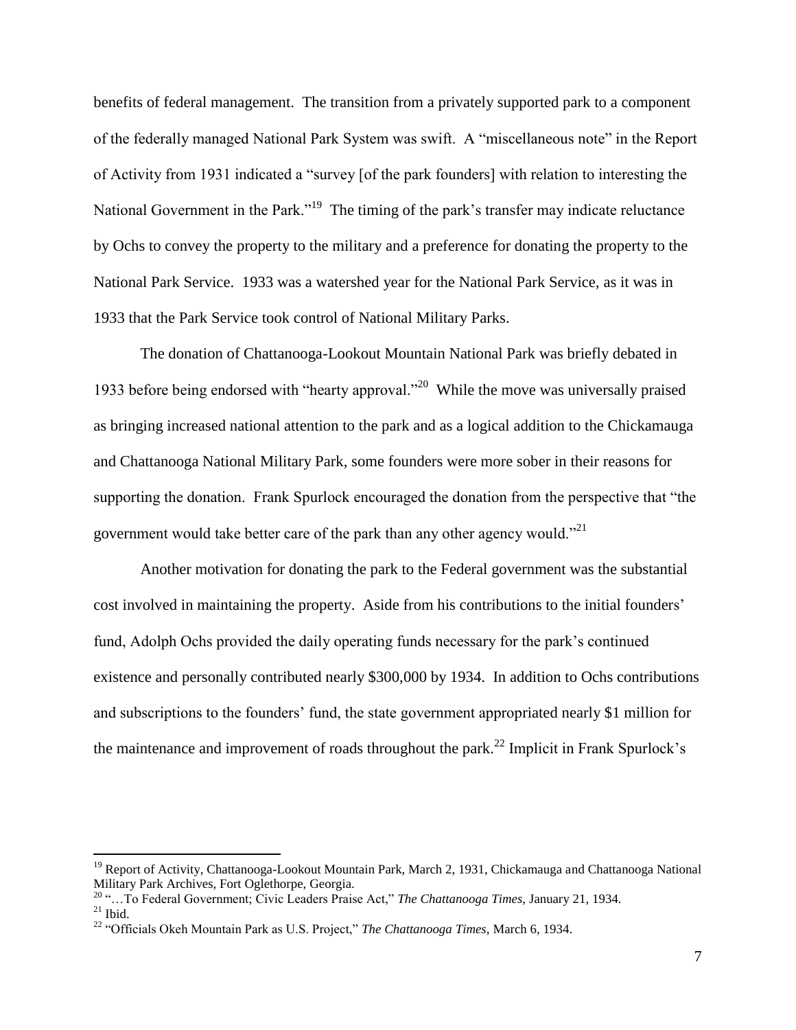benefits of federal management. The transition from a privately supported park to a component of the federally managed National Park System was swift. A "miscellaneous note" in the Report of Activity from 1931 indicated a "survey [of the park founders] with relation to interesting the National Government in the Park."[19] The timing of the park's transfer may indicate reluctance by Ochs to convey the property to the military and a preference for donating the property to the National Park Service. 1933 was a watershed year for the National Park Service, as it was in 1933 that the Park Service took control of National Military Parks.

The donation of Chattanooga-Lookout Mountain National Park was briefly debated in 1933 before being endorsed with "hearty approval."[20] While the move was universally praised as bringing increased national attention to the park and as a logical addition to the Chickamauga and Chattanooga National Military Park, some founders were more sober in their reasons for supporting the donation. Frank Spurlock encouraged the donation from the perspective that "the government would take better care of the park than any other agency would."[21]

Another motivation for donating the park to the Federal government was the substantial cost involved in maintaining the property. Aside from his contributions to the initial founders' fund, Adolph Ochs provided the daily operating funds necessary for the park's continued existence and personally contributed nearly $300,000 by 1934. In addition to Ochs contributions and subscriptions to the founders' fund, the state government appropriated nearly $1 million for the maintenance and improvement of roads throughout the park.[22] Implicit in Frank Spurlock's

---

[19] Report of Activity, Chattanooga-Lookout Mountain Park, March 2, 1931, Chickamauga and Chattanooga National Military Park Archives, Fort Oglethorpe, Georgia.

[20] "…To Federal Government; Civic Leaders Praise Act," *The Chattanooga Times,* January 21, 1934.

[21] Ibid.

[22] "Officials Okeh Mountain Park as U.S. Project," *The Chattanooga Times,* March 6, 1934.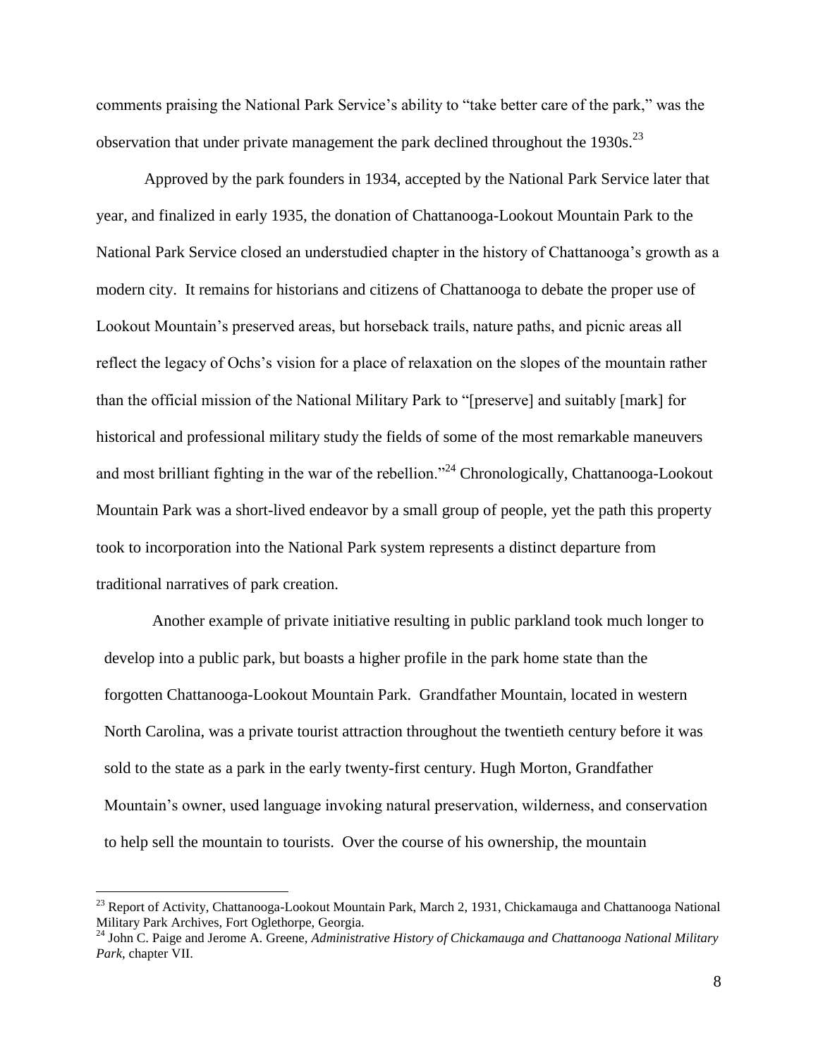comments praising the National Park Service's ability to "take better care of the park," was the observation that under private management the park declined throughout the 1930s.[23]

Approved by the park founders in 1934, accepted by the National Park Service later that year, and finalized in early 1935, the donation of Chattanooga-Lookout Mountain Park to the National Park Service closed an understudied chapter in the history of Chattanooga's growth as a modern city. It remains for historians and citizens of Chattanooga to debate the proper use of Lookout Mountain's preserved areas, but horseback trails, nature paths, and picnic areas all reflect the legacy of Ochs's vision for a place of relaxation on the slopes of the mountain rather than the official mission of the National Military Park to "[preserve] and suitably [mark] for historical and professional military study the fields of some of the most remarkable maneuvers and most brilliant fighting in the war of the rebellion."[24] Chronologically, Chattanooga-Lookout Mountain Park was a short-lived endeavor by a small group of people, yet the path this property took to incorporation into the National Park system represents a distinct departure from traditional narratives of park creation.

Another example of private initiative resulting in public parkland took much longer to develop into a public park, but boasts a higher profile in the park home state than the forgotten Chattanooga-Lookout Mountain Park. Grandfather Mountain, located in western North Carolina, was a private tourist attraction throughout the twentieth century before it was sold to the state as a park in the early twenty-first century. Hugh Morton, Grandfather Mountain's owner, used language invoking natural preservation, wilderness, and conservation to help sell the mountain to tourists. Over the course of his ownership, the mountain

---

[23] Report of Activity, Chattanooga-Lookout Mountain Park, March 2, 1931, Chickamauga and Chattanooga National Military Park Archives, Fort Oglethorpe, Georgia.

[24] John C. Paige and Jerome A. Greene, *Administrative History of Chickamauga and Chattanooga National Military Park*, chapter VII.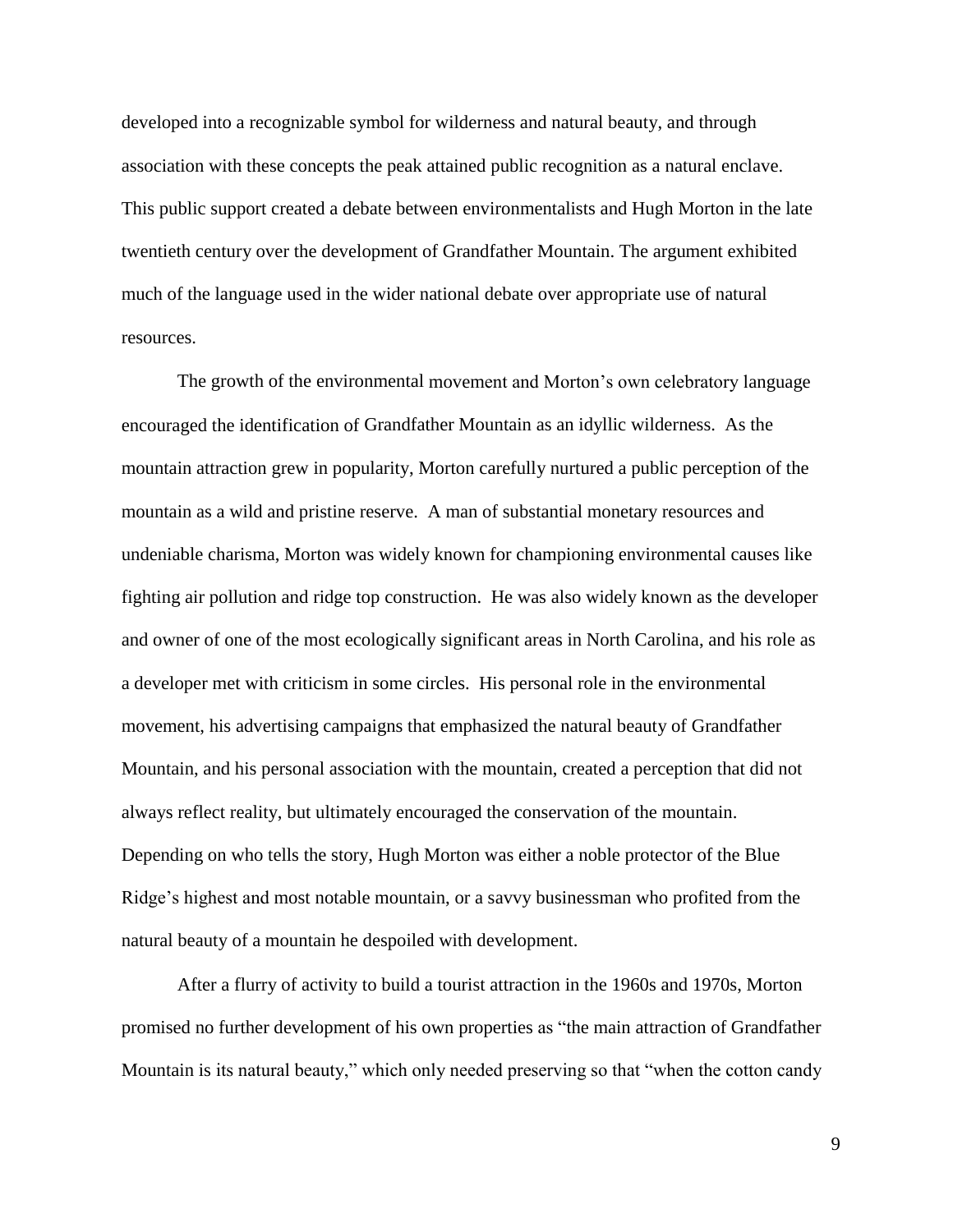developed into a recognizable symbol for wilderness and natural beauty, and through association with these concepts the peak attained public recognition as a natural enclave. This public support created a debate between environmentalists and Hugh Morton in the late twentieth century over the development of Grandfather Mountain. The argument exhibited much of the language used in the wider national debate over appropriate use of natural resources.

The growth of the environmental movement and Morton's own celebratory language encouraged the identification of Grandfather Mountain as an idyllic wilderness. As the mountain attraction grew in popularity, Morton carefully nurtured a public perception of the mountain as a wild and pristine reserve. A man of substantial monetary resources and undeniable charisma, Morton was widely known for championing environmental causes like fighting air pollution and ridge top construction. He was also widely known as the developer and owner of one of the most ecologically significant areas in North Carolina, and his role as a developer met with criticism in some circles. His personal role in the environmental movement, his advertising campaigns that emphasized the natural beauty of Grandfather Mountain, and his personal association with the mountain, created a perception that did not always reflect reality, but ultimately encouraged the conservation of the mountain. Depending on who tells the story, Hugh Morton was either a noble protector of the Blue Ridge's highest and most notable mountain, or a savvy businessman who profited from the natural beauty of a mountain he despoiled with development.

After a flurry of activity to build a tourist attraction in the 1960s and 1970s, Morton promised no further development of his own properties as "the main attraction of Grandfather Mountain is its natural beauty," which only needed preserving so that "when the cotton candy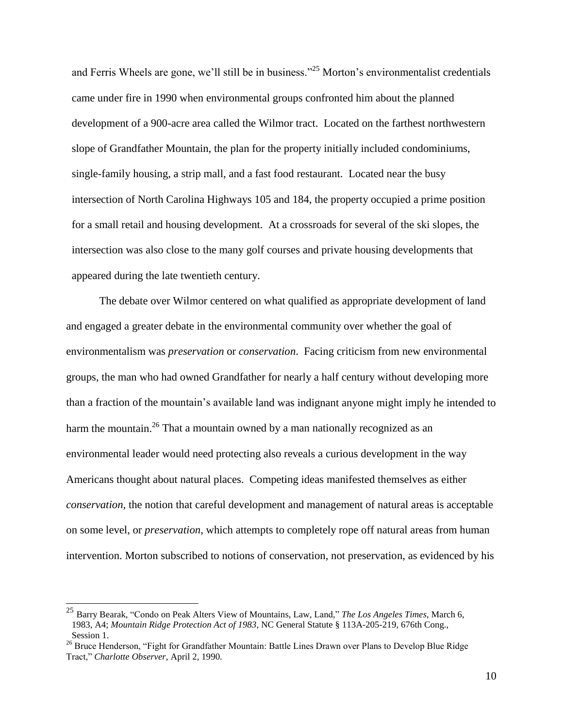and Ferris Wheels are gone, we'll still be in business."[25] Morton's environmentalist credentials came under fire in 1990 when environmental groups confronted him about the planned development of a 900-acre area called the Wilmor tract. Located on the farthest northwestern slope of Grandfather Mountain, the plan for the property initially included condominiums, single-family housing, a strip mall, and a fast food restaurant. Located near the busy intersection of North Carolina Highways 105 and 184, the property occupied a prime position for a small retail and housing development. At a crossroads for several of the ski slopes, the intersection was also close to the many golf courses and private housing developments that appeared during the late twentieth century.

The debate over Wilmor centered on what qualified as appropriate development of land and engaged a greater debate in the environmental community over whether the goal of environmentalism was *preservation* or *conservation*. Facing criticism from new environmental groups, the man who had owned Grandfather for nearly a half century without developing more than a fraction of the mountain's available land was indignant anyone might imply he intended to harm the mountain.[26] That a mountain owned by a man nationally recognized as an environmental leader would need protecting also reveals a curious development in the way Americans thought about natural places. Competing ideas manifested themselves as either *conservation*, the notion that careful development and management of natural areas is acceptable on some level, or *preservation*, which attempts to completely rope off natural areas from human intervention. Morton subscribed to notions of conservation, not preservation, as evidenced by his

---

[25] Barry Bearak, "Condo on Peak Alters View of Mountains, Law, Land," *The Los Angeles Times*, March 6, 1983, A4; *Mountain Ridge Protection Act of 1983*, NC General Statute § 113A-205-219, 676th Cong., Session 1.

[26] Bruce Henderson, "Fight for Grandfather Mountain: Battle Lines Drawn over Plans to Develop Blue Ridge Tract," *Charlotte Observer*, April 2, 1990.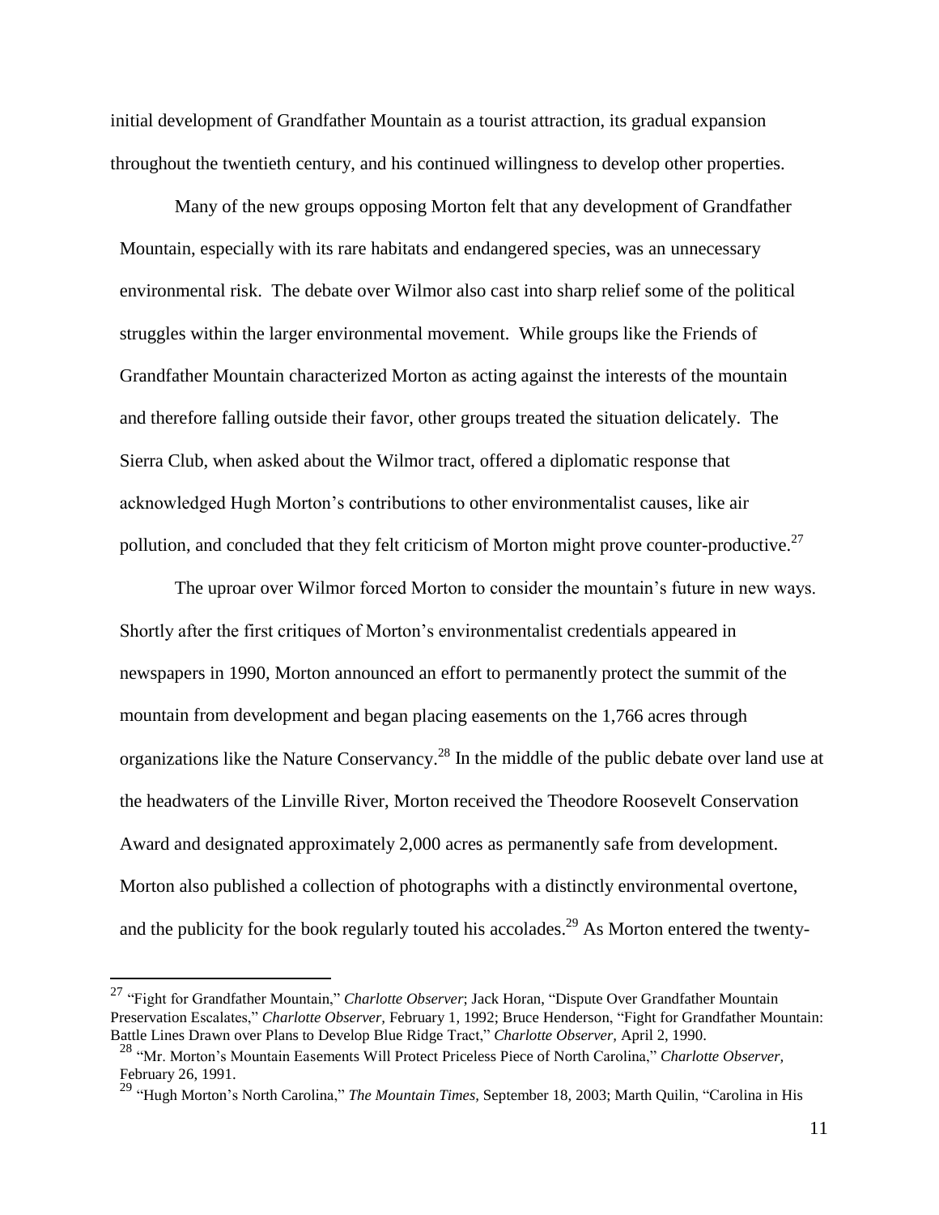initial development of Grandfather Mountain as a tourist attraction, its gradual expansion throughout the twentieth century, and his continued willingness to develop other properties.

Many of the new groups opposing Morton felt that any development of Grandfather Mountain, especially with its rare habitats and endangered species, was an unnecessary environmental risk. The debate over Wilmor also cast into sharp relief some of the political struggles within the larger environmental movement. While groups like the Friends of Grandfather Mountain characterized Morton as acting against the interests of the mountain and therefore falling outside their favor, other groups treated the situation delicately. The Sierra Club, when asked about the Wilmor tract, offered a diplomatic response that acknowledged Hugh Morton's contributions to other environmentalist causes, like air pollution, and concluded that they felt criticism of Morton might prove counter-productive.[27]

The uproar over Wilmor forced Morton to consider the mountain's future in new ways. Shortly after the first critiques of Morton's environmentalist credentials appeared in newspapers in 1990, Morton announced an effort to permanently protect the summit of the mountain from development and began placing easements on the 1,766 acres through organizations like the Nature Conservancy.[28] In the middle of the public debate over land use at the headwaters of the Linville River, Morton received the Theodore Roosevelt Conservation Award and designated approximately 2,000 acres as permanently safe from development. Morton also published a collection of photographs with a distinctly environmental overtone, and the publicity for the book regularly touted his accolades.[29] As Morton entered the twenty-

---

[27] "Fight for Grandfather Mountain," *Charlotte Observer*; Jack Horan, "Dispute Over Grandfather Mountain Preservation Escalates," *Charlotte Observer,* February 1, 1992; Bruce Henderson, "Fight for Grandfather Mountain: Battle Lines Drawn over Plans to Develop Blue Ridge Tract," *Charlotte Observer,* April 2, 1990.

[28] "Mr. Morton's Mountain Easements Will Protect Priceless Piece of North Carolina," *Charlotte Observer,* February 26, 1991.

[29] "Hugh Morton's North Carolina," *The Mountain Times,* September 18, 2003; Marth Quilin, "Carolina in His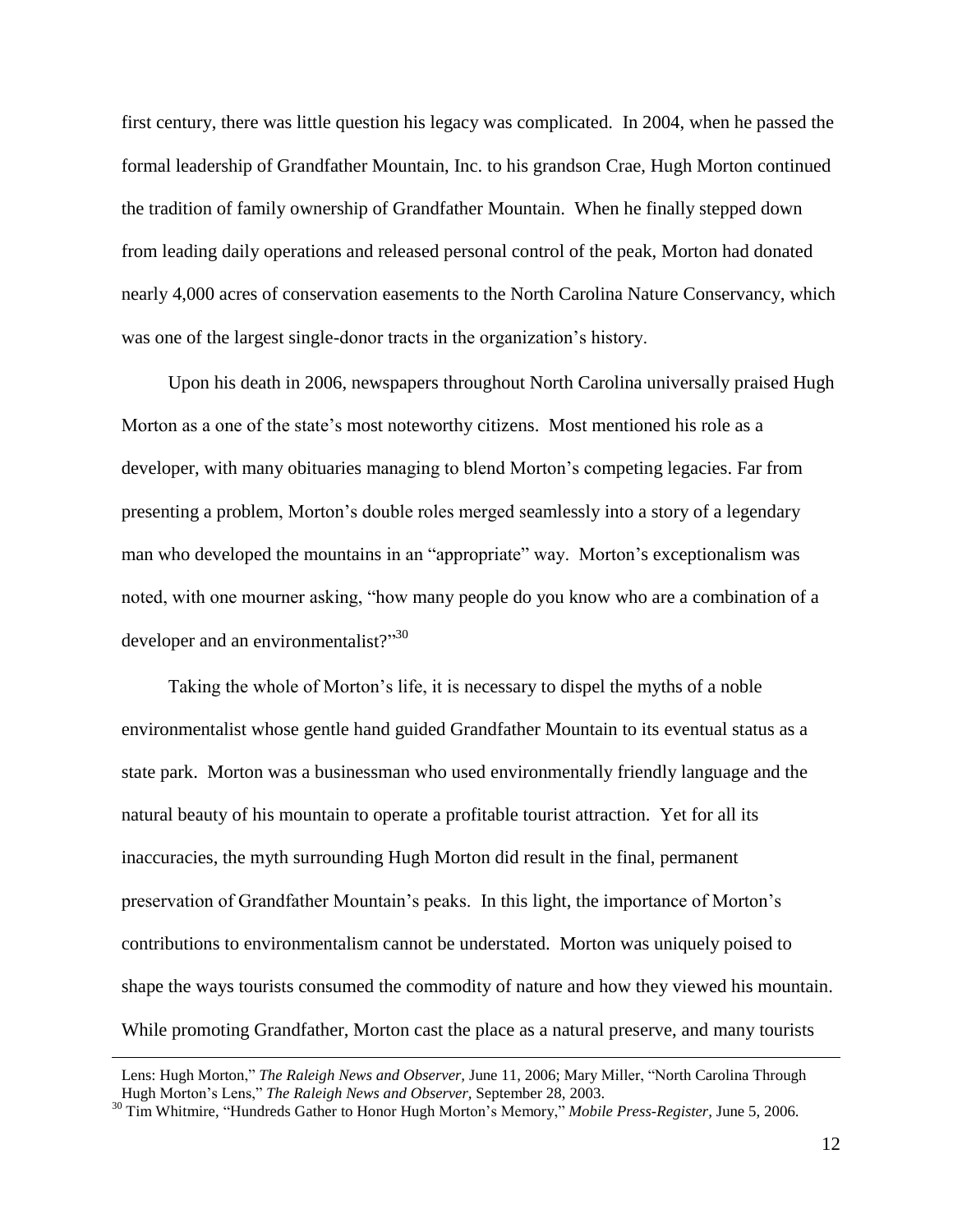first century, there was little question his legacy was complicated. In 2004, when he passed the formal leadership of Grandfather Mountain, Inc. to his grandson Crae, Hugh Morton continued the tradition of family ownership of Grandfather Mountain. When he finally stepped down from leading daily operations and released personal control of the peak, Morton had donated nearly 4,000 acres of conservation easements to the North Carolina Nature Conservancy, which was one of the largest single-donor tracts in the organization's history.

Upon his death in 2006, newspapers throughout North Carolina universally praised Hugh Morton as a one of the state's most noteworthy citizens. Most mentioned his role as a developer, with many obituaries managing to blend Morton's competing legacies. Far from presenting a problem, Morton's double roles merged seamlessly into a story of a legendary man who developed the mountains in an "appropriate" way. Morton's exceptionalism was noted, with one mourner asking, "how many people do you know who are a combination of a developer and an environmentalist?"[30]

Taking the whole of Morton's life, it is necessary to dispel the myths of a noble environmentalist whose gentle hand guided Grandfather Mountain to its eventual status as a state park. Morton was a businessman who used environmentally friendly language and the natural beauty of his mountain to operate a profitable tourist attraction. Yet for all its inaccuracies, the myth surrounding Hugh Morton did result in the final, permanent preservation of Grandfather Mountain's peaks. In this light, the importance of Morton's contributions to environmentalism cannot be understated. Morton was uniquely poised to shape the ways tourists consumed the commodity of nature and how they viewed his mountain. While promoting Grandfather, Morton cast the place as a natural preserve, and many tourists

---

Lens: Hugh Morton," *The Raleigh News and Observer,* June 11, 2006; Mary Miller, "North Carolina Through Hugh Morton's Lens," *The Raleigh News and Observer,* September 28, 2003.

[30] Tim Whitmire, "Hundreds Gather to Honor Hugh Morton's Memory," *Mobile Press-Register,* June 5, 2006.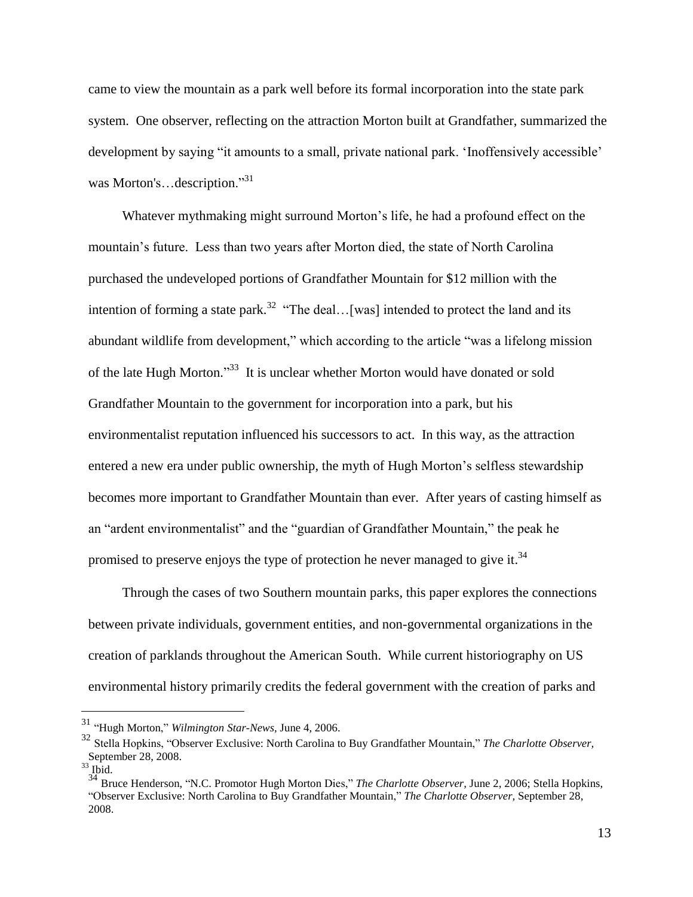came to view the mountain as a park well before its formal incorporation into the state park system. One observer, reflecting on the attraction Morton built at Grandfather, summarized the development by saying "it amounts to a small, private national park. 'Inoffensively accessible' was Morton's…description."[31]

Whatever mythmaking might surround Morton's life, he had a profound effect on the mountain's future. Less than two years after Morton died, the state of North Carolina purchased the undeveloped portions of Grandfather Mountain for $12 million with the intention of forming a state park.[32] "The deal…[was] intended to protect the land and its abundant wildlife from development," which according to the article "was a lifelong mission of the late Hugh Morton."[33] It is unclear whether Morton would have donated or sold Grandfather Mountain to the government for incorporation into a park, but his environmentalist reputation influenced his successors to act. In this way, as the attraction entered a new era under public ownership, the myth of Hugh Morton's selfless stewardship becomes more important to Grandfather Mountain than ever. After years of casting himself as an "ardent environmentalist" and the "guardian of Grandfather Mountain," the peak he promised to preserve enjoys the type of protection he never managed to give it.[34]

Through the cases of two Southern mountain parks, this paper explores the connections between private individuals, government entities, and non-governmental organizations in the creation of parklands throughout the American South. While current historiography on US environmental history primarily credits the federal government with the creation of parks and

---

[31] "Hugh Morton," *Wilmington Star-News,* June 4, 2006.

[32] Stella Hopkins, "Observer Exclusive: North Carolina to Buy Grandfather Mountain," *The Charlotte Observer,* September 28, 2008.

[33] Ibid.

[34] Bruce Henderson, "N.C. Promotor Hugh Morton Dies," *The Charlotte Observer,* June 2, 2006; Stella Hopkins, "Observer Exclusive: North Carolina to Buy Grandfather Mountain," *The Charlotte Observer,* September 28, 2008.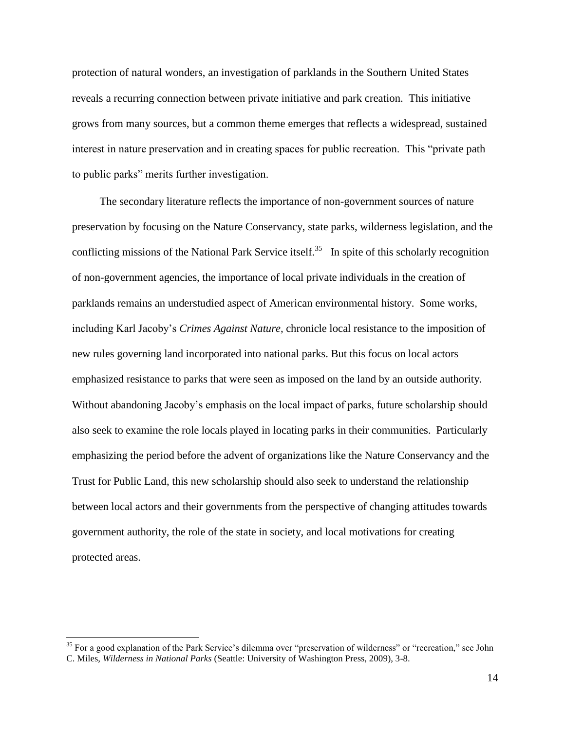protection of natural wonders, an investigation of parklands in the Southern United States reveals a recurring connection between private initiative and park creation. This initiative grows from many sources, but a common theme emerges that reflects a widespread, sustained interest in nature preservation and in creating spaces for public recreation. This "private path to public parks" merits further investigation.

The secondary literature reflects the importance of non-government sources of nature preservation by focusing on the Nature Conservancy, state parks, wilderness legislation, and the conflicting missions of the National Park Service itself.[35] In spite of this scholarly recognition of non-government agencies, the importance of local private individuals in the creation of parklands remains an understudied aspect of American environmental history. Some works, including Karl Jacoby's *Crimes Against Nature,* chronicle local resistance to the imposition of new rules governing land incorporated into national parks. But this focus on local actors emphasized resistance to parks that were seen as imposed on the land by an outside authority. Without abandoning Jacoby's emphasis on the local impact of parks, future scholarship should also seek to examine the role locals played in locating parks in their communities. Particularly emphasizing the period before the advent of organizations like the Nature Conservancy and the Trust for Public Land, this new scholarship should also seek to understand the relationship between local actors and their governments from the perspective of changing attitudes towards government authority, the role of the state in society, and local motivations for creating protected areas.

[35] For a good explanation of the Park Service's dilemma over "preservation of wilderness" or "recreation," see John C. Miles, *Wilderness in National Parks* (Seattle: University of Washington Press, 2009), 3-8.